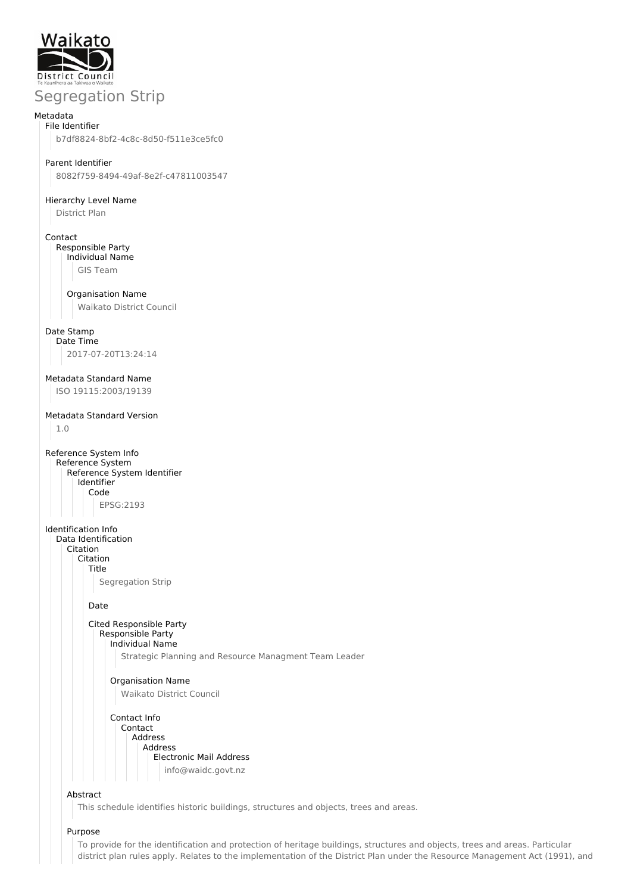Waikato District Council
Te Kaunihera aa Takiwaa o Waikato

# Segregation Strip

Metadata

File Identifier

b7df8824-8bf2-4c8c-8d50-f511e3ce5fc0

Parent Identifier

8082f759-8494-49af-8e2f-c47811003547

Hierarchy Level Name

District Plan

Contact

Responsible Party

Individual Name

GIS Team

Organisation Name

Waikato District Council

Date Stamp

Date Time

2017-07-20T13:24:14

Metadata Standard Name

ISO 19115:2003/19139

Metadata Standard Version

1.0

Reference System Info

Reference System

Reference System Identifier

Identifier

Code

EPSG:2193

Identification Info

Data Identification

Citation

Citation

Title

Segregation Strip

Date

Cited Responsible Party

Responsible Party

Individual Name

Strategic Planning and Resource Managment Team Leader

Organisation Name

Waikato District Council

Contact Info

Contact

Address

Address

Electronic Mail Address

info@waidc.govt.nz

Abstract

This schedule identifies historic buildings, structures and objects, trees and areas.

Purpose

To provide for the identification and protection of heritage buildings, structures and objects, trees and areas. Particular district plan rules apply. Relates to the implementation of the District Plan under the Resource Management Act (1991), and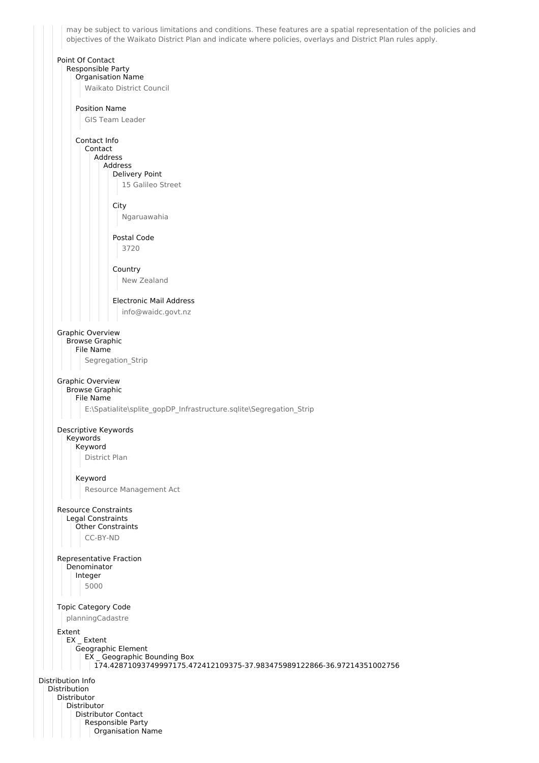may be subject to various limitations and conditions. These features are a spatial representation of the policies and objectives of the Waikato District Plan and indicate where policies, overlays and District Plan rules apply.

- Point Of Contact
  - Responsible Party
    - Organisation Name
      - Waikato District Council
    - Position Name
      - GIS Team Leader
    - Contact Info
      - Contact
        - Address
          - Address
            - Delivery Point
              - 15 Galileo Street
            - City
              - Ngaruawahia
            - Postal Code
              - 3720
            - Country
              - New Zealand
            - Electronic Mail Address
              - info@waidc.govt.nz
- Graphic Overview
  - Browse Graphic
    - File Name
      - Segregation_Strip
- Graphic Overview
  - Browse Graphic
    - File Name
      - E:\Spatialite\splite_gopDP_Infrastructure.sqlite\Segregation_Strip
- Descriptive Keywords
  - Keywords
    - Keyword
      - District Plan
    - Keyword
      - Resource Management Act
- Resource Constraints
  - Legal Constraints
    - Other Constraints
      - CC-BY-ND
- Representative Fraction
  - Denominator
    - Integer
      - 5000
- Topic Category Code
  - planningCadastre
- Extent
  - EX _ Extent
    - Geographic Element
      - EX _ Geographic Bounding Box
        - 174.42871093749997175.472412109375-37.983475989122866-36.97214351002756

Distribution Info
- Distribution
  - Distributor
    - Distributor
      - Distributor Contact
        - Responsible Party
          - Organisation Name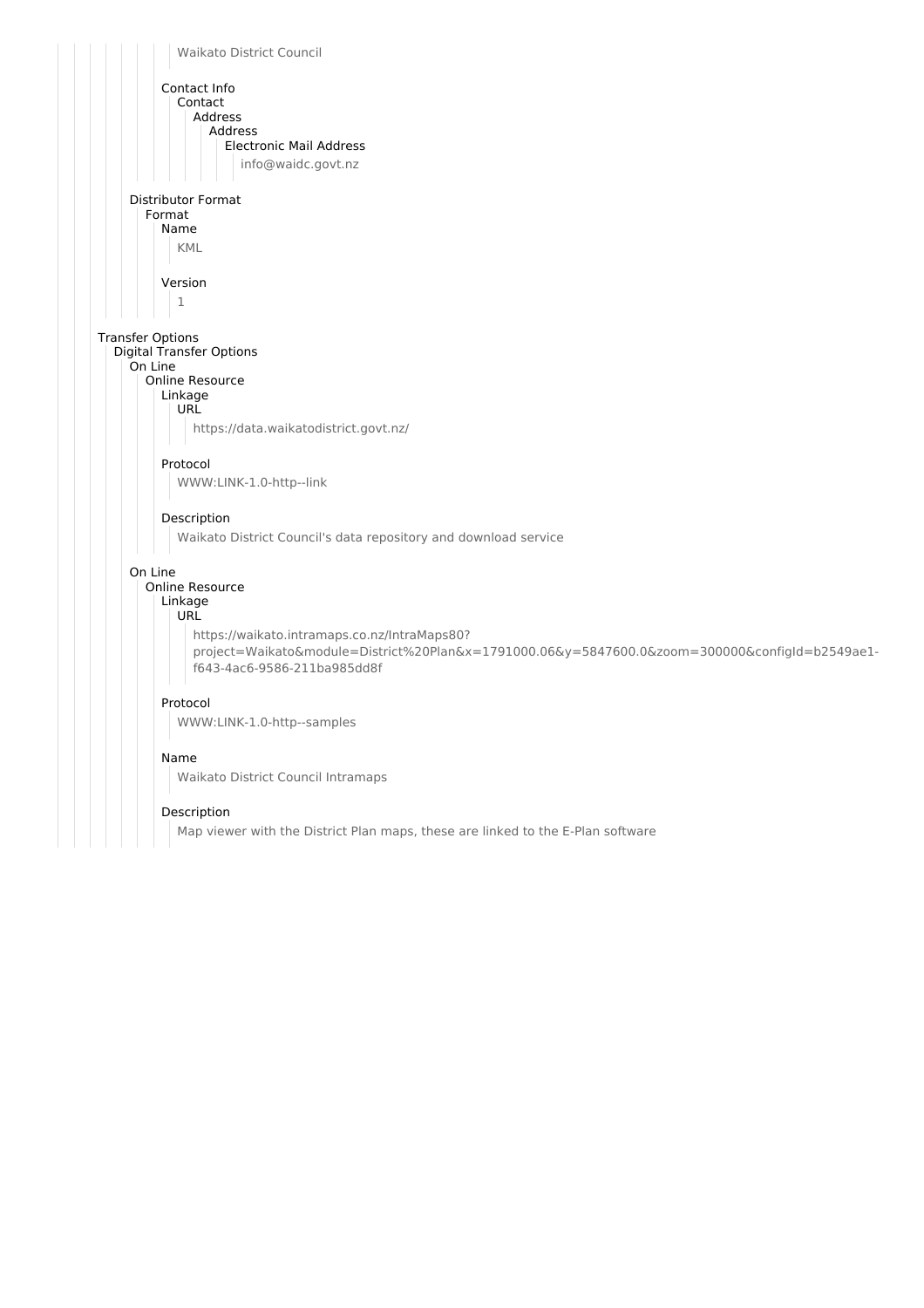Waikato District Council

Contact Info
Contact
Address
Address
Electronic Mail Address
info@waidc.govt.nz

Distributor Format
Format
Name
KML

Version
1

Transfer Options
Digital Transfer Options
On Line
Online Resource
Linkage
URL
https://data.waikatodistrict.govt.nz/

Protocol
WWW:LINK-1.0-http--link

Description
Waikato District Council's data repository and download service

On Line
Online Resource
Linkage
URL
https://waikato.intramaps.co.nz/IntraMaps80?project=Waikato&module=District%20Plan&x=1791000.06&y=5847600.0&zoom=300000&configId=b2549ae1-f643-4ac6-9586-211ba985dd8f

Protocol
WWW:LINK-1.0-http--samples

Name
Waikato District Council Intramaps

Description
Map viewer with the District Plan maps, these are linked to the E-Plan software